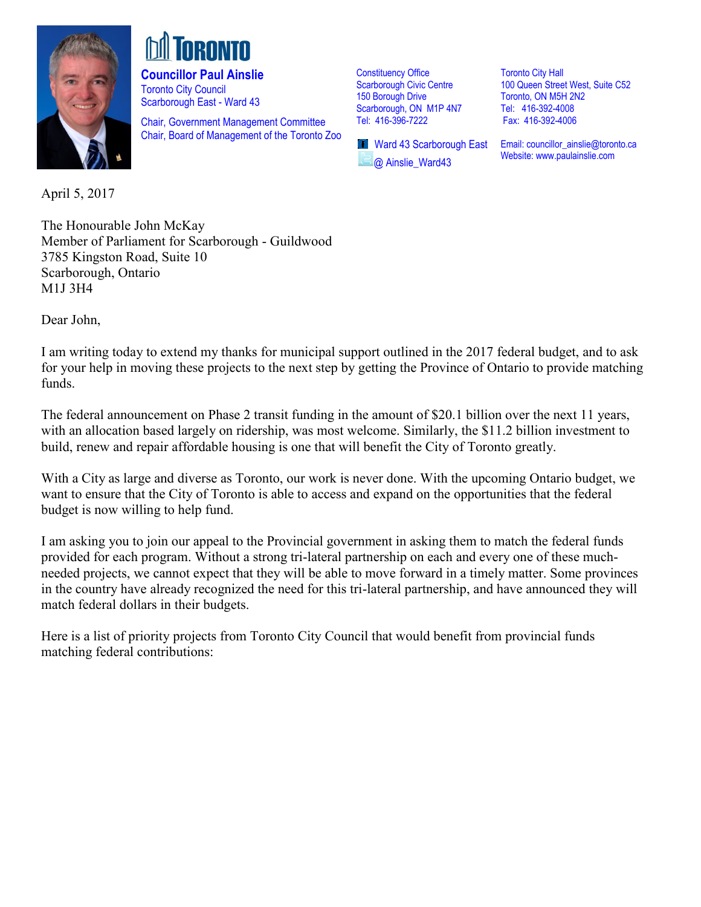**TORONTO**

**Councillor Paul Ainslie**
Toronto City Council
Scarborough East - Ward 43

Chair, Government Management Committee
Chair, Board of Management of the Toronto Zoo

Constituency Office
Scarborough Civic Centre
150 Borough Drive
Scarborough, ON M1P 4N7
Tel: 416-396-7222

Ward 43 Scarborough East
@ Ainslie_Ward43

Toronto City Hall
100 Queen Street West, Suite C52
Toronto, ON M5H 2N2
Tel: 416-392-4008
Fax: 416-392-4006

Email: councillor_ainslie@toronto.ca
Website: www.paulainslie.com

April 5, 2017

The Honourable John McKay
Member of Parliament for Scarborough - Guildwood
3785 Kingston Road, Suite 10
Scarborough, Ontario
M1J 3H4

Dear John,

I am writing today to extend my thanks for municipal support outlined in the 2017 federal budget, and to ask for your help in moving these projects to the next step by getting the Province of Ontario to provide matching funds.

The federal announcement on Phase 2 transit funding in the amount of $20.1 billion over the next 11 years, with an allocation based largely on ridership, was most welcome. Similarly, the $11.2 billion investment to build, renew and repair affordable housing is one that will benefit the City of Toronto greatly.

With a City as large and diverse as Toronto, our work is never done. With the upcoming Ontario budget, we want to ensure that the City of Toronto is able to access and expand on the opportunities that the federal budget is now willing to help fund.

I am asking you to join our appeal to the Provincial government in asking them to match the federal funds provided for each program. Without a strong tri-lateral partnership on each and every one of these much-needed projects, we cannot expect that they will be able to move forward in a timely matter. Some provinces in the country have already recognized the need for this tri-lateral partnership, and have announced they will match federal dollars in their budgets.

Here is a list of priority projects from Toronto City Council that would benefit from provincial funds matching federal contributions: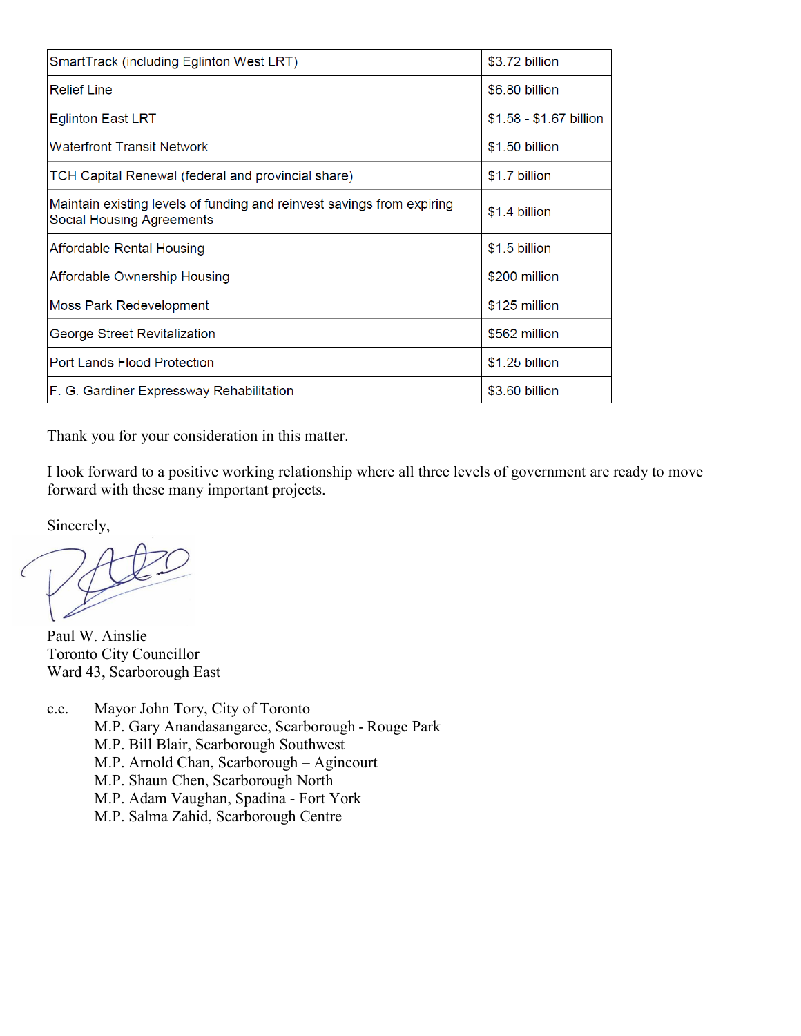| | |
|---|---|
| SmartTrack (including Eglinton West LRT) | $3.72 billion |
| Relief Line | $6.80 billion |
| Eglinton East LRT | $1.58 - $1.67 billion |
| Waterfront Transit Network | $1.50 billion |
| TCH Capital Renewal (federal and provincial share) | $1.7 billion |
| Maintain existing levels of funding and reinvest savings from expiring Social Housing Agreements | $1.4 billion |
| Affordable Rental Housing | $1.5 billion |
| Affordable Ownership Housing | $200 million |
| Moss Park Redevelopment | $125 million |
| George Street Revitalization | $562 million |
| Port Lands Flood Protection | $1.25 billion |
| F. G. Gardiner Expressway Rehabilitation | $3.60 billion |

Thank you for your consideration in this matter.

I look forward to a positive working relationship where all three levels of government are ready to move forward with these many important projects.

Sincerely,

Paul W. Ainslie
Toronto City Councillor
Ward 43, Scarborough East

c.c. Mayor John Tory, City of Toronto
M.P. Gary Anandasangaree, Scarborough - Rouge Park
M.P. Bill Blair, Scarborough Southwest
M.P. Arnold Chan, Scarborough – Agincourt
M.P. Shaun Chen, Scarborough North
M.P. Adam Vaughan, Spadina - Fort York
M.P. Salma Zahid, Scarborough Centre